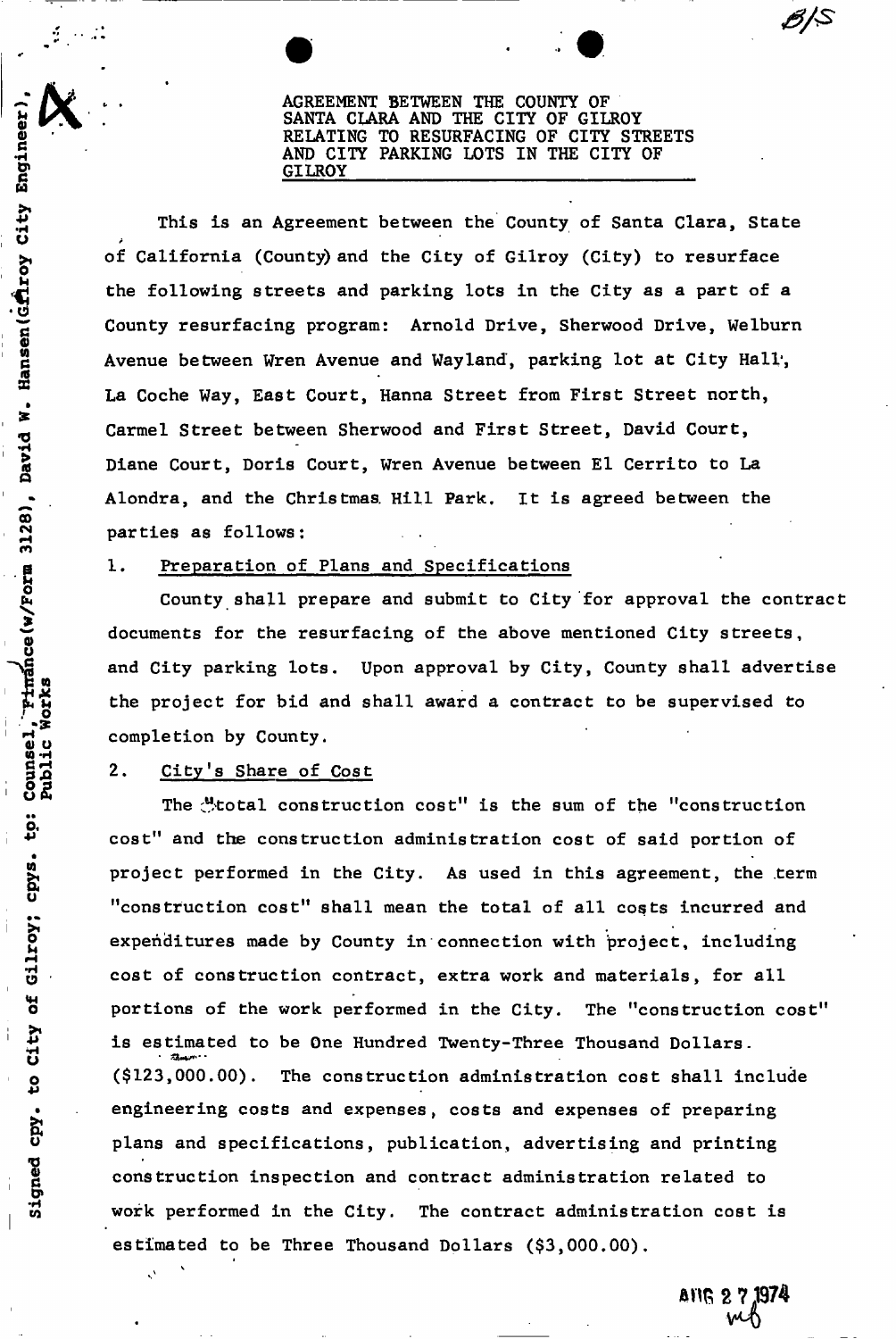AGREEMENT BETWEEN THE COUNTY OF SANTA CLARA AND THE CITY OF GILROY RELATING TO RESURFACING OF CITY STREETS AND CITY PARKING LOTS IN THE CITY OF GILROY

This is an Agreement between the County of Santa Clara, State of California (County) and the City of Gilroy (City) to resurface the following streets and parking lots in the City as a part of a County resurfacing program: Arnold Drive, Sherwood Drive, Welburn Avenue between Wren Avenue and Wayland, parking lot at City Hall, La Coche Way, East Court, Hanna Street from First Street north, Carmel Street between Sherwood and First Street, David Court, Diane Court, Doris Court, Wren Avenue between El Cerrito to La Alondra, and the Christmas Hill Park. It is agreed between the parties as follows:

1. Preparation of Plans and Specifications

County shall prepare and submit to City for approval the contract documents for the resurfacing of the above mentioned City streets, and City parking lots. Upon approval by City, County shall advertise the project for bid and shall award a contract to be supervised to completion by County.

2. City's Share of Cost

The "total construction cost" is the sum of the "construction cost" and the construction administration cost of said portion of project performed in the City. As used in this agreement, the term "construction cost" shall mean the total of all costs incurred and expenditures made by County in connection with project, including cost of construction contract, extra work and materials, for all portions of the work performed in the City. The "construction cost" is estimated to be One Hundred Twenty-Three Thousand Dollars. ($123,000.00). The construction administration cost shall include engineering costs and expenses, costs and expenses of preparing plans and specifications, publication, advertising and printing construction inspection and contract administration related to work performed in the City. The contract administration cost is estimated to be Three Thousand Dollars ($3,000.00).

AUG 27 1974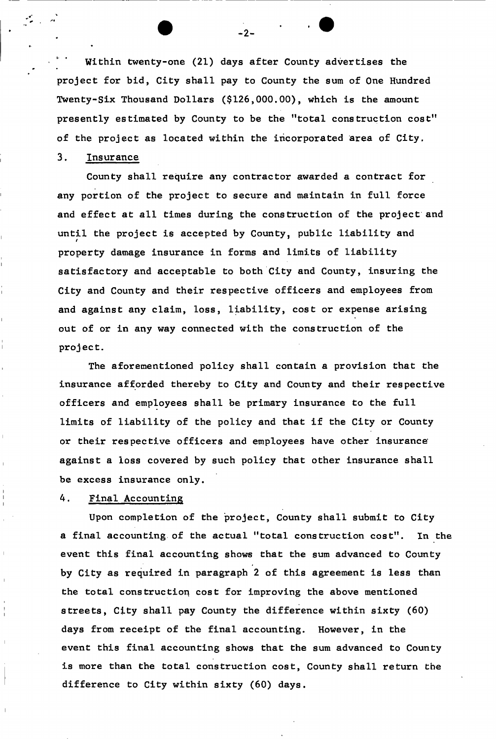Within twenty-one (21) days after County advertises the project for bid, City shall pay to County the sum of One Hundred Twenty-Six Thousand Dollars ($126,000.00), which is the amount presently estimated by County to be the "total construction cost" of the project as located within the incorporated area of City.

3. Insurance

County shall require any contractor awarded a contract for any portion of the project to secure and maintain in full force and effect at all times during the construction of the project and until the project is accepted by County, public liability and property damage insurance in forms and limits of liability satisfactory and acceptable to both City and County, insuring the City and County and their respective officers and employees from and against any claim, loss, liability, cost or expense arising out of or in any way connected with the construction of the project.

The aforementioned policy shall contain a provision that the insurance afforded thereby to City and County and their respective officers and employees shall be primary insurance to the full limits of liability of the policy and that if the City or County or their respective officers and employees have other insurance against a loss covered by such policy that other insurance shall be excess insurance only.

4. Final Accounting

Upon completion of the project, County shall submit to City a final accounting of the actual "total construction cost". In the event this final accounting shows that the sum advanced to County by City as required in paragraph 2 of this agreement is less than the total construction cost for improving the above mentioned streets, City shall pay County the difference within sixty (60) days from receipt of the final accounting. However, in the event this final accounting shows that the sum advanced to County is more than the total construction cost, County shall return the difference to City within sixty (60) days.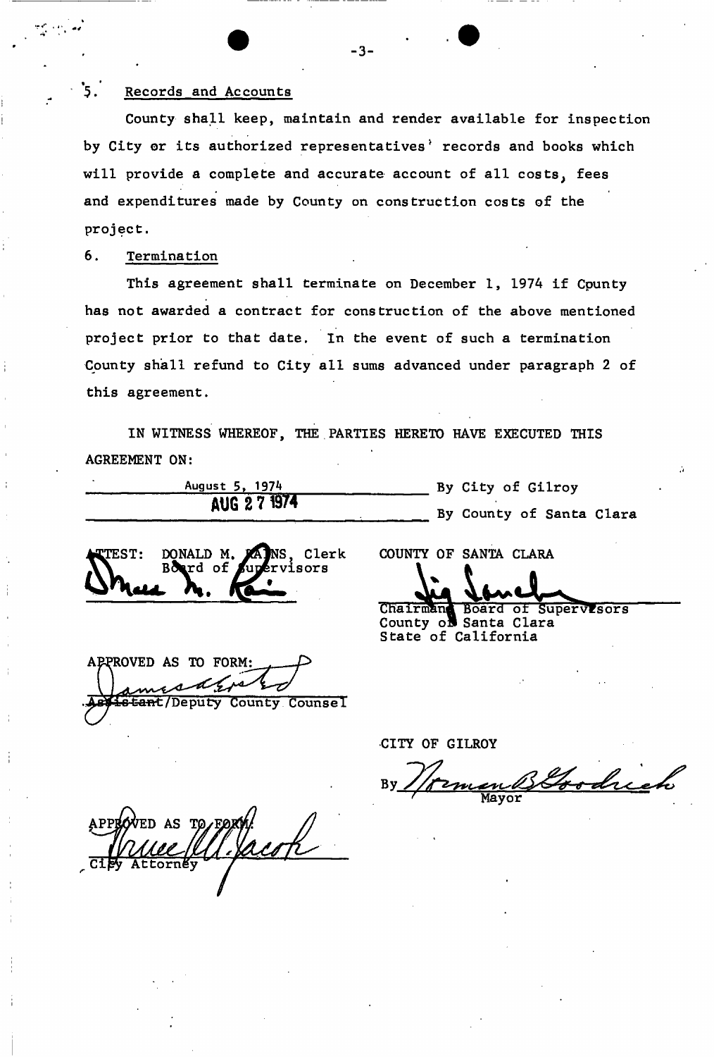5. Records and Accounts

County shall keep, maintain and render available for inspection by City or its authorized representatives' records and books which will provide a complete and accurate account of all costs, fees and expenditures made by County on construction costs of the project.

6. Termination

This agreement shall terminate on December 1, 1974 if County has not awarded a contract for construction of the above mentioned project prior to that date. In the event of such a termination County shall refund to City all sums advanced under paragraph 2 of this agreement.

IN WITNESS WHEREOF, THE PARTIES HERETO HAVE EXECUTED THIS AGREEMENT ON:

August 5, 1974 — By City of Gilroy

AUG 27 1974 — By County of Santa Clara

ATTEST: DONALD M. RAINS, Clerk
Board of Supervisors

COUNTY OF SANTA CLARA

Chairman, Board of Supervisors
County of Santa Clara
State of California

APPROVED AS TO FORM:

Assistant/Deputy County Counsel

CITY OF GILROY

By Norman B. Goodrich
Mayor

APPROVED AS TO FORM:

City Attorney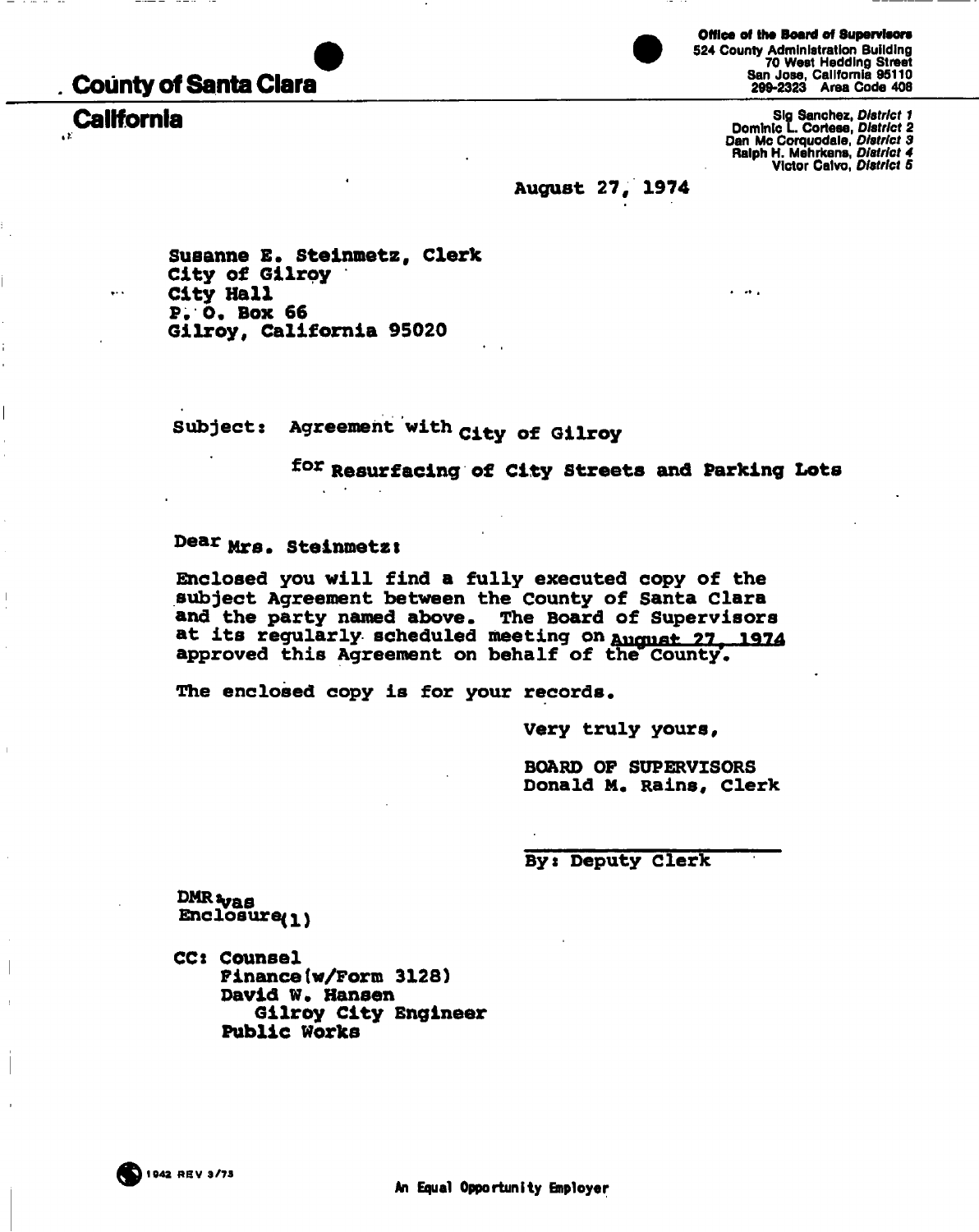**County of Santa Clara**

**California**

**Office of the Board of Supervisors**
524 County Administration Building
70 West Hedding Street
San Jose, California 95110
299-2323 Area Code 408

Sig Sanchez, *District 1*
Dominic L. Cortese, *District 2*
Dan Mc Corquodale, *District 3*
Ralph H. Mehrkens, *District 4*
Victor Calvo, *District 5*

August 27, 1974

Susanne E. Steinmetz, Clerk
City of Gilroy
City Hall
P. O. Box 66
Gilroy, California 95020

Subject: Agreement with City of Gilroy

for Resurfacing of City Streets and Parking Lots

Dear Mrs. Steinmetz:

Enclosed you will find a fully executed copy of the subject Agreement between the County of Santa Clara and the party named above. The Board of Supervisors at its regularly scheduled meeting on August 27, 1974 approved this Agreement on behalf of the County.

The enclosed copy is for your records.

Very truly yours,

BOARD OF SUPERVISORS
Donald M. Rains, Clerk

By: Deputy Clerk

DMR:vas
Enclosure(1)

CC: Counsel
Finance(w/Form 3128)
David W. Hansen
Gilroy City Engineer
Public Works

1942 REV 3/73

An Equal Opportunity Employer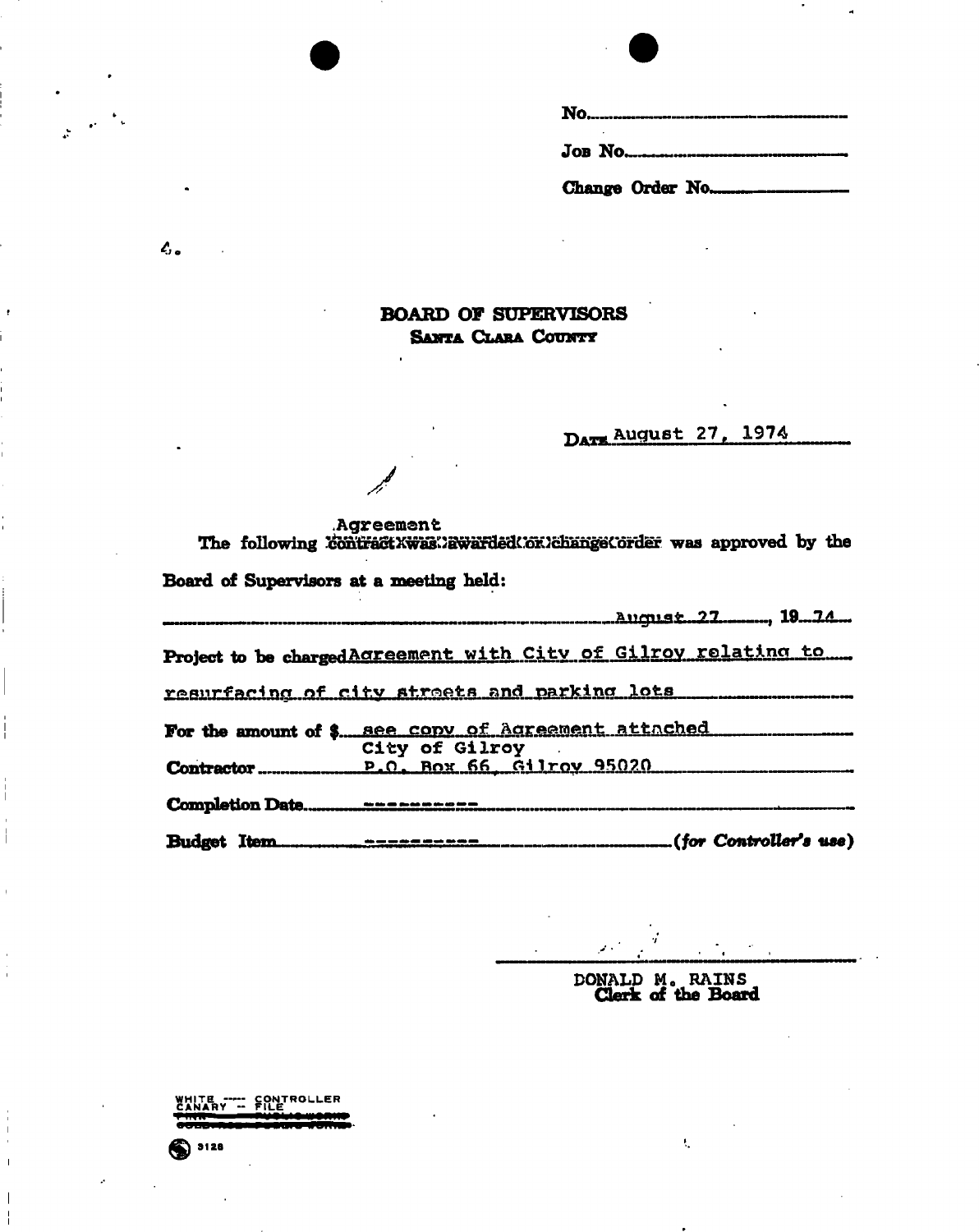No.

Job No.

Change Order No.

4.

# BOARD OF SUPERVISORS
## Santa Clara County

Date August 27, 1974

Agreement
The following ~~contract was awarded or change order~~ was approved by the Board of Supervisors at a meeting held:

August 27, 19 74

Project to be charged Agreement with City of Gilroy relating to resurfacing of city streets and parking lots

For the amount of $ see copy of Agreement attached

Contractor City of Gilroy
P.O. Box 66, Gilroy 95020

Completion Date ----------

Budget Item ---------- *(for Controller's use)*

DONALD M. RAINS
Clerk of the Board

WHITE ---- CONTROLLER
CANARY -- FILE

3128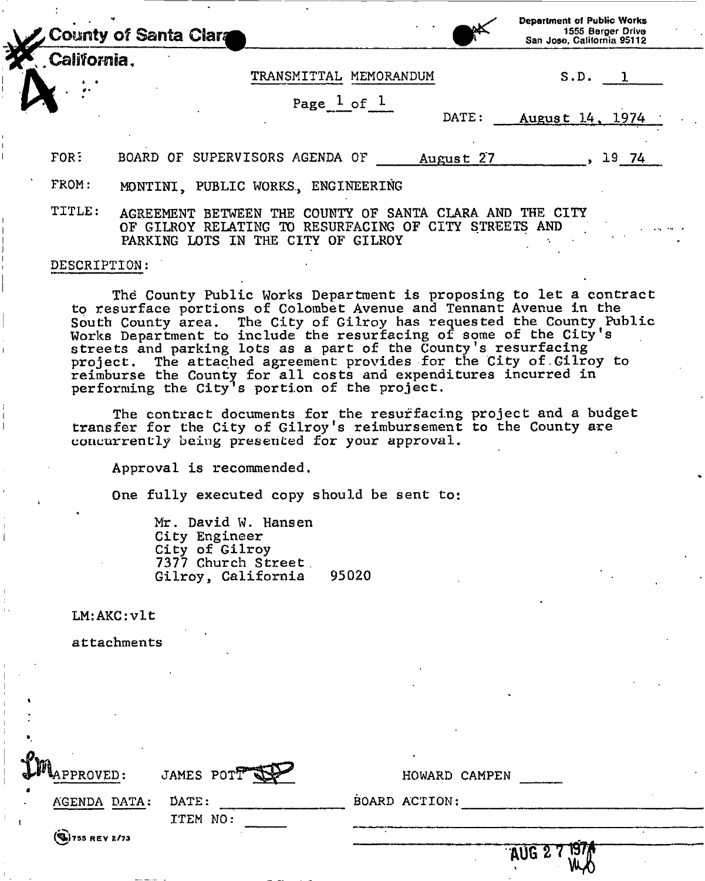County of Santa Clara
California.

Department of Public Works
1555 Berger Drive
San Jose, California 95112

TRANSMITTAL MEMORANDUM

S.D. 1

Page 1 of 1

DATE: August 14, 1974

FOR: BOARD OF SUPERVISORS AGENDA OF August 27, 1974

FROM: MONTINI, PUBLIC WORKS, ENGINEERING

TITLE: AGREEMENT BETWEEN THE COUNTY OF SANTA CLARA AND THE CITY OF GILROY RELATING TO RESURFACING OF CITY STREETS AND PARKING LOTS IN THE CITY OF GILROY

DESCRIPTION:

The County Public Works Department is proposing to let a contract to resurface portions of Colombet Avenue and Tennant Avenue in the South County area. The City of Gilroy has requested the County Public Works Department to include the resurfacing of some of the City's streets and parking lots as a part of the County's resurfacing project. The attached agreement provides for the City of Gilroy to reimburse the County for all costs and expenditures incurred in performing the City's portion of the project.

The contract documents for the resurfacing project and a budget transfer for the City of Gilroy's reimbursement to the County are concurrently being presented for your approval.

Approval is recommended.

One fully executed copy should be sent to:

Mr. David W. Hansen
City Engineer
City of Gilroy
7377 Church Street
Gilroy, California 95020

LM:AKC:vlt

attachments

APPROVED: JAMES POTT HOWARD CAMPEN

AGENDA DATA: DATE: BOARD ACTION:
ITEM NO:

755 REV 2/73

AUG 27 1974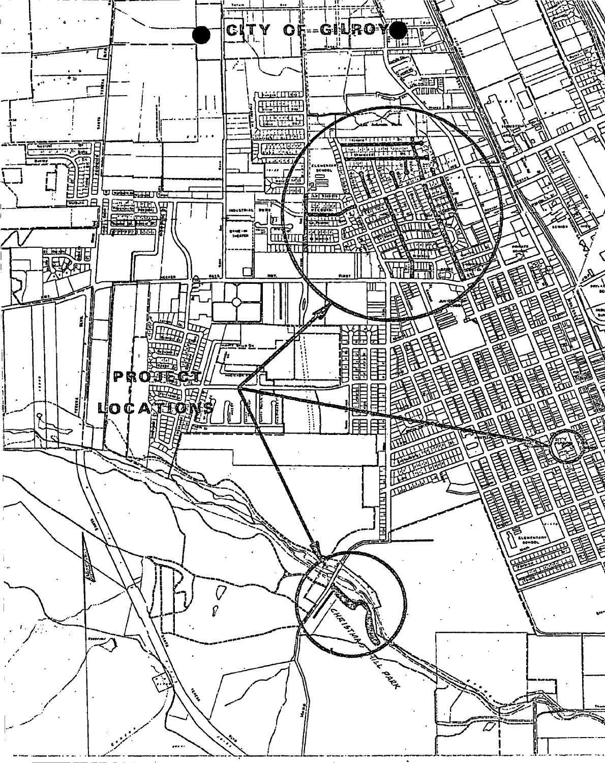CITY OF GILROY

PROJECT LOCATIONS

CHRISTMAS HILL PARK